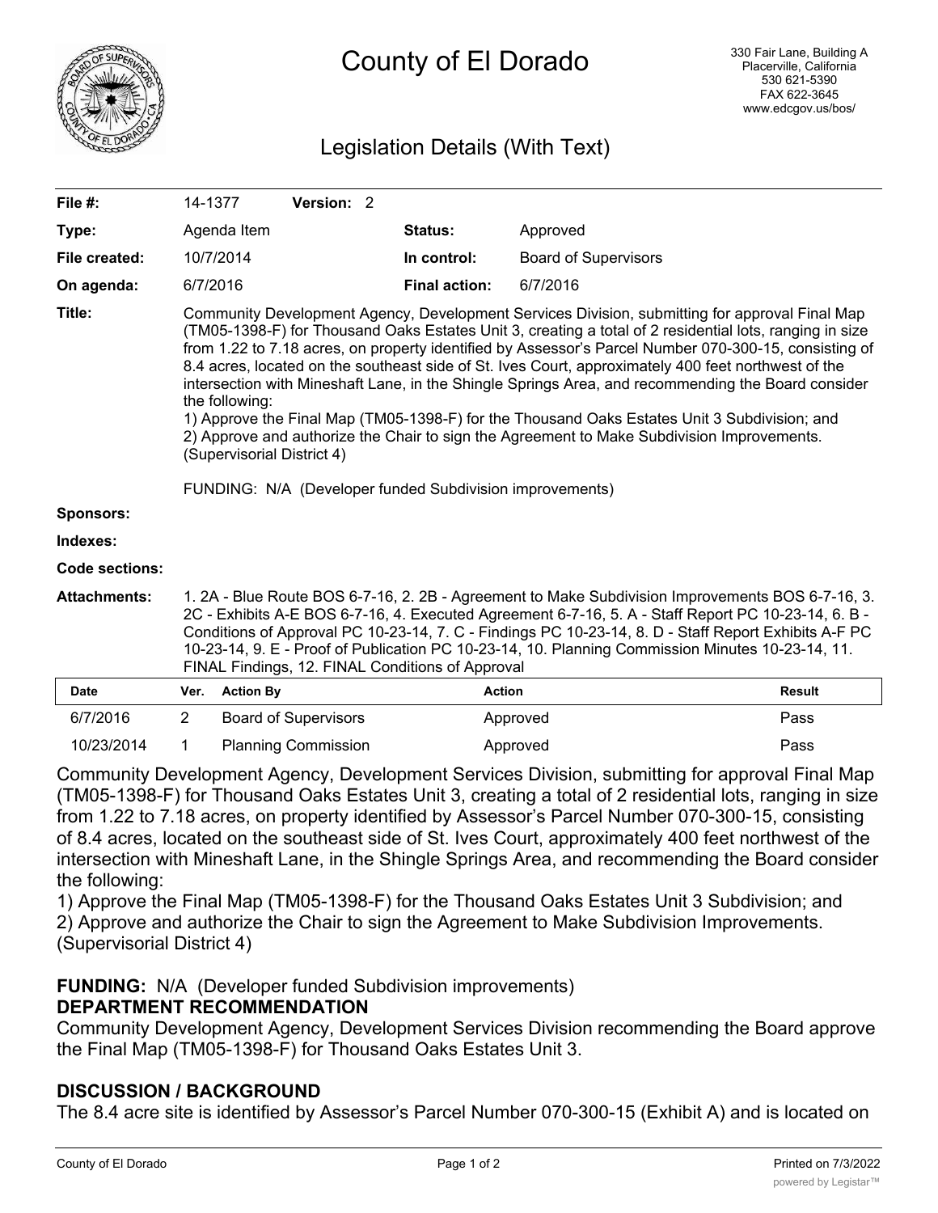# County of El Dorado

330 Fair Lane, Building A
Placerville, California
530 621-5390
FAX 622-3645
www.edcgov.us/bos/

## Legislation Details (With Text)

| | | | |
|---|---|---|---|
| **File #:** | 14-1377 **Version:** 2 | | |
| **Type:** | Agenda Item | **Status:** | Approved |
| **File created:** | 10/7/2014 | **In control:** | Board of Supervisors |
| **On agenda:** | 6/7/2016 | **Final action:** | 6/7/2016 |

**Title:** Community Development Agency, Development Services Division, submitting for approval Final Map (TM05-1398-F) for Thousand Oaks Estates Unit 3, creating a total of 2 residential lots, ranging in size from 1.22 to 7.18 acres, on property identified by Assessor's Parcel Number 070-300-15, consisting of 8.4 acres, located on the southeast side of St. Ives Court, approximately 400 feet northwest of the intersection with Mineshaft Lane, in the Shingle Springs Area, and recommending the Board consider the following:
1) Approve the Final Map (TM05-1398-F) for the Thousand Oaks Estates Unit 3 Subdivision; and
2) Approve and authorize the Chair to sign the Agreement to Make Subdivision Improvements. (Supervisorial District 4)

FUNDING: N/A (Developer funded Subdivision improvements)

**Sponsors:**

**Indexes:**

**Code sections:**

**Attachments:** 1. 2A - Blue Route BOS 6-7-16, 2. 2B - Agreement to Make Subdivision Improvements BOS 6-7-16, 3. 2C - Exhibits A-E BOS 6-7-16, 4. Executed Agreement 6-7-16, 5. A - Staff Report PC 10-23-14, 6. B - Conditions of Approval PC 10-23-14, 7. C - Findings PC 10-23-14, 8. D - Staff Report Exhibits A-F PC 10-23-14, 9. E - Proof of Publication PC 10-23-14, 10. Planning Commission Minutes 10-23-14, 11. FINAL Findings, 12. FINAL Conditions of Approval

| Date | Ver. | Action By | Action | Result |
|---|---|---|---|---|
| 6/7/2016 | 2 | Board of Supervisors | Approved | Pass |
| 10/23/2014 | 1 | Planning Commission | Approved | Pass |

Community Development Agency, Development Services Division, submitting for approval Final Map (TM05-1398-F) for Thousand Oaks Estates Unit 3, creating a total of 2 residential lots, ranging in size from 1.22 to 7.18 acres, on property identified by Assessor's Parcel Number 070-300-15, consisting of 8.4 acres, located on the southeast side of St. Ives Court, approximately 400 feet northwest of the intersection with Mineshaft Lane, in the Shingle Springs Area, and recommending the Board consider the following:
1) Approve the Final Map (TM05-1398-F) for the Thousand Oaks Estates Unit 3 Subdivision; and
2) Approve and authorize the Chair to sign the Agreement to Make Subdivision Improvements. (Supervisorial District 4)

**FUNDING:** N/A (Developer funded Subdivision improvements)

**DEPARTMENT RECOMMENDATION**

Community Development Agency, Development Services Division recommending the Board approve the Final Map (TM05-1398-F) for Thousand Oaks Estates Unit 3.

**DISCUSSION / BACKGROUND**

The 8.4 acre site is identified by Assessor's Parcel Number 070-300-15 (Exhibit A) and is located on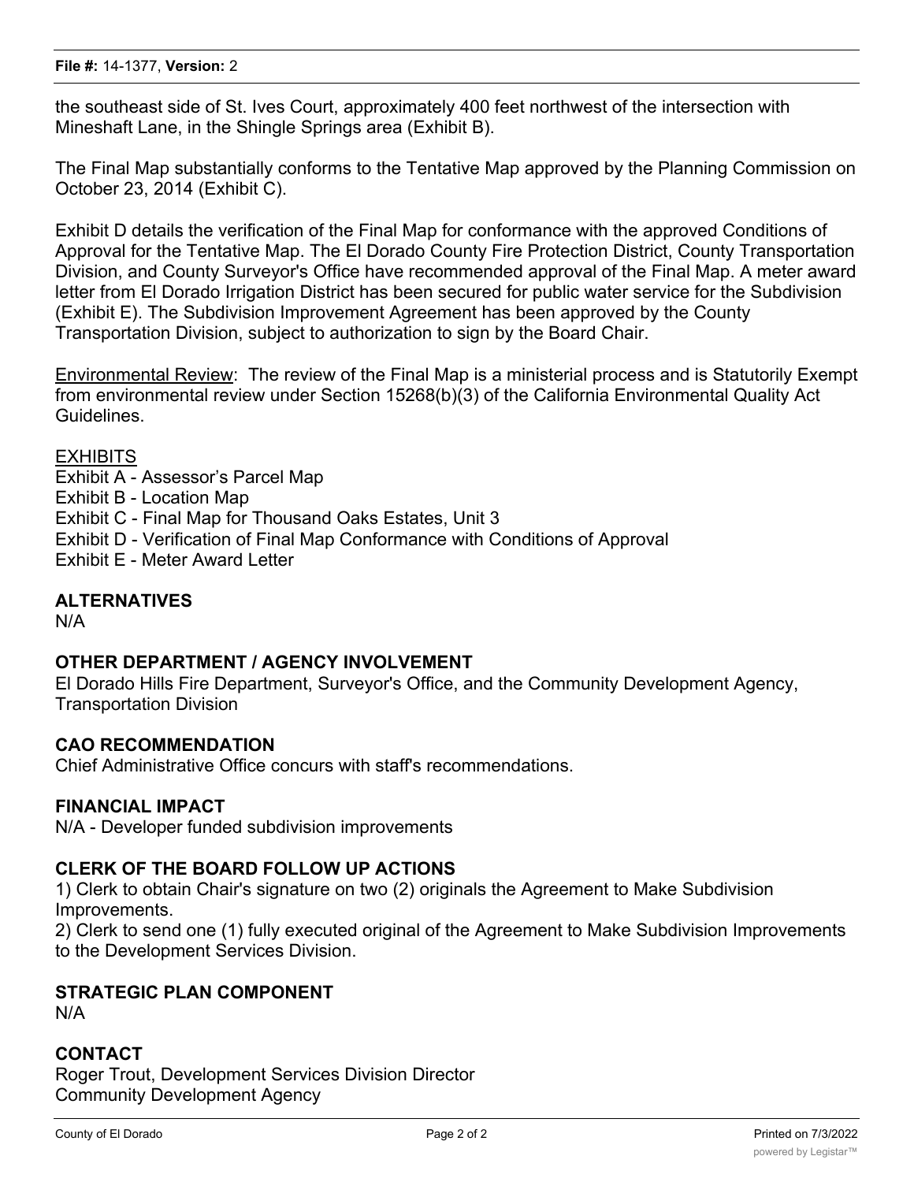the southeast side of St. Ives Court, approximately 400 feet northwest of the intersection with Mineshaft Lane, in the Shingle Springs area (Exhibit B).

The Final Map substantially conforms to the Tentative Map approved by the Planning Commission on October 23, 2014 (Exhibit C).

Exhibit D details the verification of the Final Map for conformance with the approved Conditions of Approval for the Tentative Map. The El Dorado County Fire Protection District, County Transportation Division, and County Surveyor's Office have recommended approval of the Final Map. A meter award letter from El Dorado Irrigation District has been secured for public water service for the Subdivision (Exhibit E). The Subdivision Improvement Agreement has been approved by the County Transportation Division, subject to authorization to sign by the Board Chair.

Environmental Review: The review of the Final Map is a ministerial process and is Statutorily Exempt from environmental review under Section 15268(b)(3) of the California Environmental Quality Act Guidelines.

EXHIBITS
Exhibit A - Assessor's Parcel Map
Exhibit B - Location Map
Exhibit C - Final Map for Thousand Oaks Estates, Unit 3
Exhibit D - Verification of Final Map Conformance with Conditions of Approval
Exhibit E - Meter Award Letter

## ALTERNATIVES

N/A

## OTHER DEPARTMENT / AGENCY INVOLVEMENT

El Dorado Hills Fire Department, Surveyor's Office, and the Community Development Agency, Transportation Division

## CAO RECOMMENDATION

Chief Administrative Office concurs with staff's recommendations.

## FINANCIAL IMPACT

N/A - Developer funded subdivision improvements

## CLERK OF THE BOARD FOLLOW UP ACTIONS

1) Clerk to obtain Chair's signature on two (2) originals the Agreement to Make Subdivision Improvements.
2) Clerk to send one (1) fully executed original of the Agreement to Make Subdivision Improvements to the Development Services Division.

## STRATEGIC PLAN COMPONENT

N/A

## CONTACT

Roger Trout, Development Services Division Director
Community Development Agency